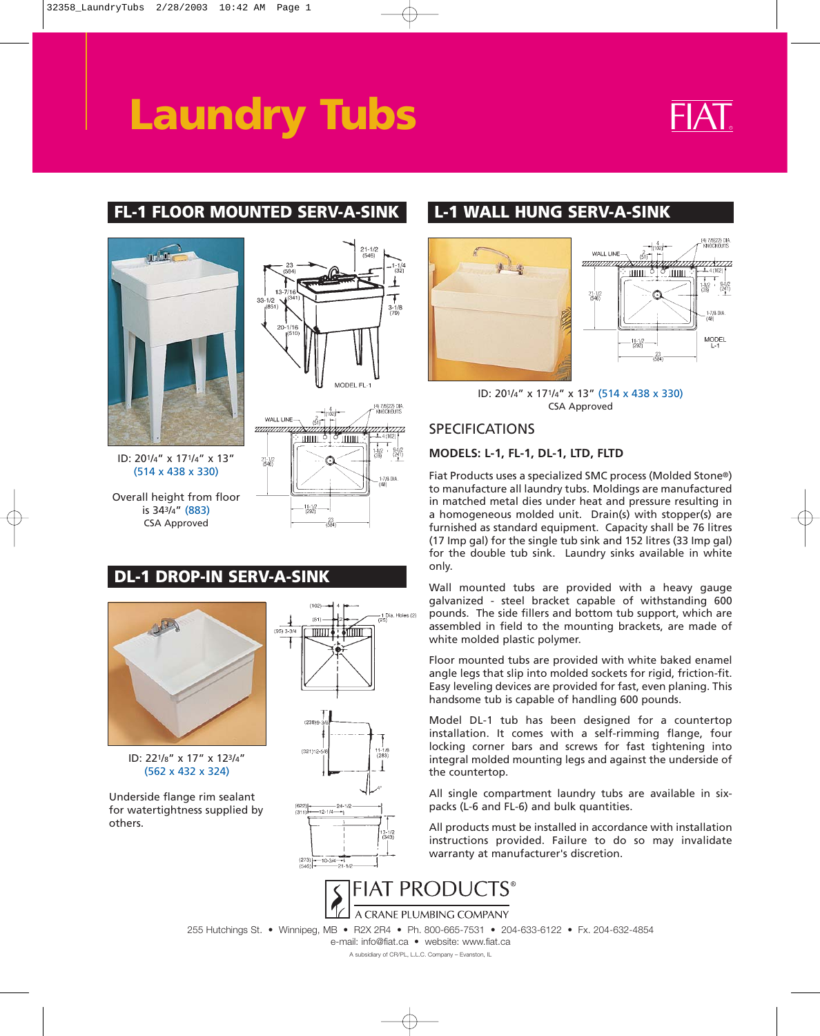# Laundry Tubs

FIAT

## FL-1 FLOOR MOUNTED SERV-A-SINK

ID: 20$^{1/4}$" x 17$^{1/4}$" x 13"
(514 x 438 x 330)

Overall height from floor is 34$^{3/4}$" (883)
CSA Approved

## DL-1 DROP-IN SERV-A-SINK

ID: 22$^{1/8}$" x 17" x 12$^{3/4}$"
(562 x 432 x 324)

Underside flange rim sealant for watertightness supplied by others.

## L-1 WALL HUNG SERV-A-SINK

ID: 20$^{1/4}$" x 17$^{1/4}$" x 13" (514 x 438 x 330)
CSA Approved

## SPECIFICATIONS

**MODELS: L-1, FL-1, DL-1, LTD, FLTD**

Fiat Products uses a specialized SMC process (Molded Stone®) to manufacture all laundry tubs. Moldings are manufactured in matched metal dies under heat and pressure resulting in a homogeneous molded unit. Drain(s) with stopper(s) are furnished as standard equipment. Capacity shall be 76 litres (17 Imp gal) for the single tub sink and 152 litres (33 Imp gal) for the double tub sink. Laundry sinks available in white only.

Wall mounted tubs are provided with a heavy gauge galvanized - steel bracket capable of withstanding 600 pounds. The side fillers and bottom tub support, which are assembled in field to the mounting brackets, are made of white molded plastic polymer.

Floor mounted tubs are provided with white baked enamel angle legs that slip into molded sockets for rigid, friction-fit. Easy leveling devices are provided for fast, even planing. This handsome tub is capable of handling 600 pounds.

Model DL-1 tub has been designed for a countertop installation. It comes with a self-rimming flange, four locking corner bars and screws for fast tightening into integral molded mounting legs and against the underside of the countertop.

All single compartment laundry tubs are available in six-packs (L-6 and FL-6) and bulk quantities.

All products must be installed in accordance with installation instructions provided. Failure to do so may invalidate warranty at manufacturer's discretion.

FIAT PRODUCTS®
A CRANE PLUMBING COMPANY

255 Hutchings St. • Winnipeg, MB • R2X 2R4 • Ph. 800-665-7531 • 204-633-6122 • Fx. 204-632-4854
e-mail: info@fiat.ca • website: www.fiat.ca

A subsidiary of CR/PL, L.L.C. Company – Evanston, IL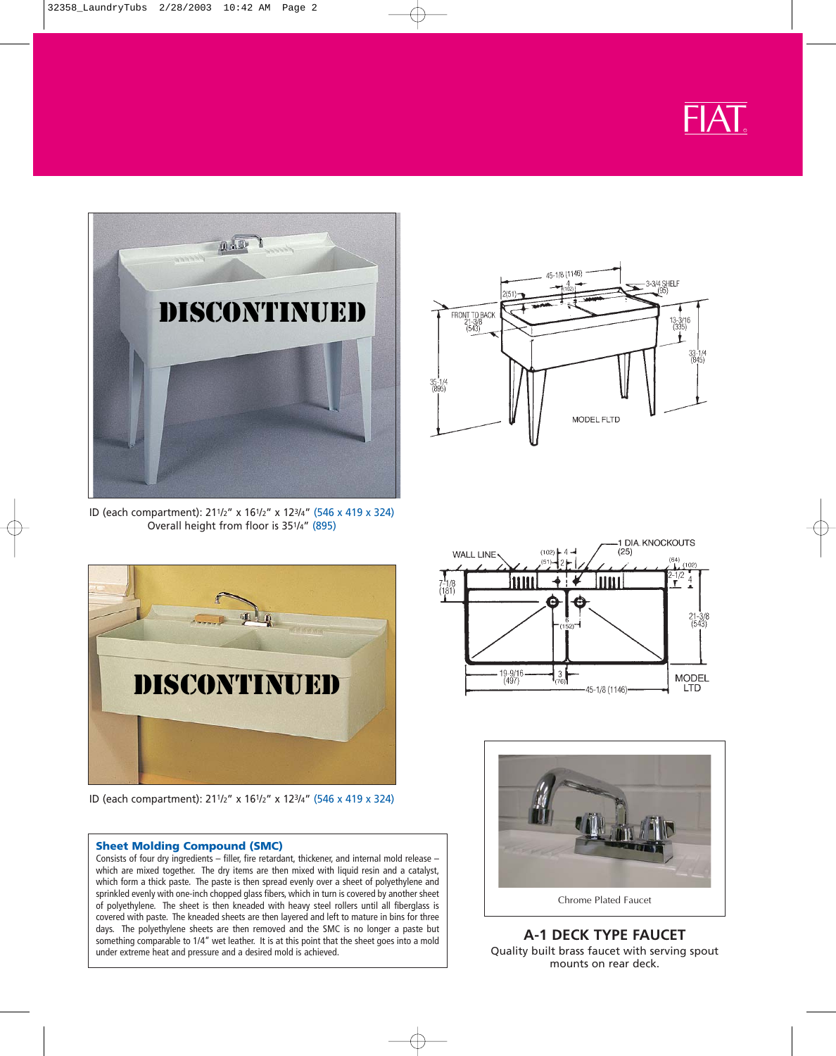FIAT

DISCONTINUED

ID (each compartment): 21 1/2" x 16 1/2" x 12 3/4" (546 x 419 x 324)
Overall height from floor is 35 1/4" (895)

45-1/8 (1146)
4 (102)
2(51)
3-3/4 SHELF (95)
FRONT TO BACK 21-3/8 (543)
13-3/16 (335)
33-1/4 (845)
35-1/4 (895)
MODEL FLTD

DISCONTINUED

ID (each compartment): 21 1/2" x 16 1/2" x 12 3/4" (546 x 419 x 324)

WALL LINE
(102) 4
(51) 2
1 DIA. KNOCKOUTS (25)
(64) 2-1/2
(102) 4
7-1/8 (181)
6 (152)
21-3/8 (543)
19-9/16 (497)
3 (76)
45-1/8 (1146)
MODEL LTD

### Sheet Molding Compound (SMC)

Consists of four dry ingredients – filler, fire retardant, thickener, and internal mold release – which are mixed together. The dry items are then mixed with liquid resin and a catalyst, which form a thick paste. The paste is then spread evenly over a sheet of polyethylene and sprinkled evenly with one-inch chopped glass fibers, which in turn is covered by another sheet of polyethylene. The sheet is then kneaded with heavy steel rollers until all fiberglass is covered by paste. The kneaded sheets are then layered and left to mature in bins for three days. The polyethylene sheets are then removed and the SMC is no longer a paste but something comparable to 1/4" wet leather. It is at this point that the sheet goes into a mold under extreme heat and pressure and a desired mold is achieved.

Chrome Plated Faucet

## A-1 DECK TYPE FAUCET

Quality built brass faucet with serving spout mounts on rear deck.